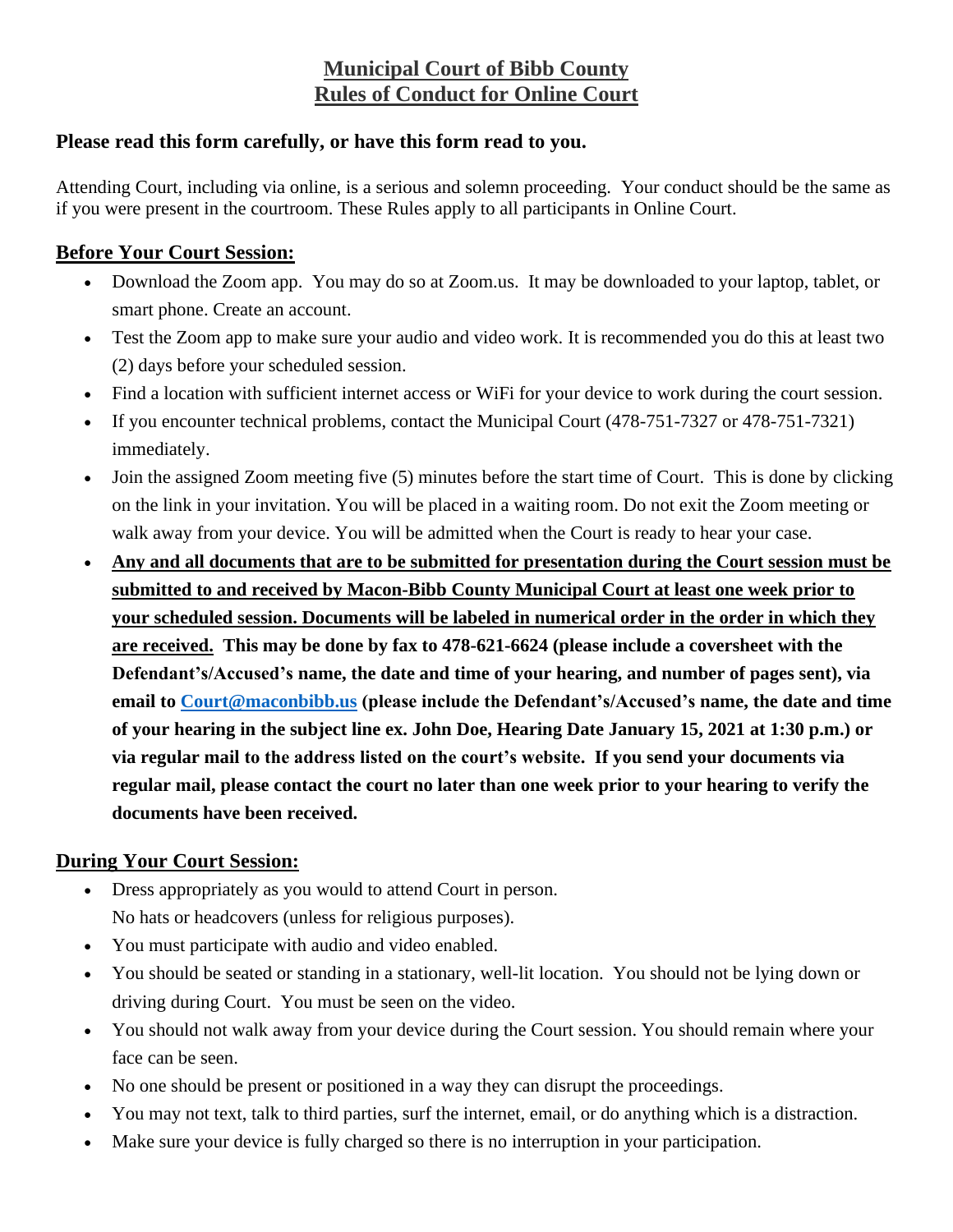# Municipal Court of Bibb County
# Rules of Conduct for Online Court

**Please read this form carefully, or have this form read to you.**

Attending Court, including via online, is a serious and solemn proceeding. Your conduct should be the same as if you were present in the courtroom. These Rules apply to all participants in Online Court.

## Before Your Court Session:

- Download the Zoom app. You may do so at Zoom.us. It may be downloaded to your laptop, tablet, or smart phone. Create an account.
- Test the Zoom app to make sure your audio and video work. It is recommended you do this at least two (2) days before your scheduled session.
- Find a location with sufficient internet access or WiFi for your device to work during the court session.
- If you encounter technical problems, contact the Municipal Court (478-751-7327 or 478-751-7321) immediately.
- Join the assigned Zoom meeting five (5) minutes before the start time of Court. This is done by clicking on the link in your invitation. You will be placed in a waiting room. Do not exit the Zoom meeting or walk away from your device. You will be admitted when the Court is ready to hear your case.
- **Any and all documents that are to be submitted for presentation during the Court session must be submitted to and received by Macon-Bibb County Municipal Court at least one week prior to your scheduled session. Documents will be labeled in numerical order in the order in which they are received. This may be done by fax to 478-621-6624 (please include a coversheet with the Defendant's/Accused's name, the date and time of your hearing, and number of pages sent), via email to Court@maconbibb.us (please include the Defendant's/Accused's name, the date and time of your hearing in the subject line ex. John Doe, Hearing Date January 15, 2021 at 1:30 p.m.) or via regular mail to the address listed on the court's website. If you send your documents via regular mail, please contact the court no later than one week prior to your hearing to verify the documents have been received.**

## During Your Court Session:

- Dress appropriately as you would to attend Court in person.
  No hats or headcovers (unless for religious purposes).
- You must participate with audio and video enabled.
- You should be seated or standing in a stationary, well-lit location. You should not be lying down or driving during Court. You must be seen on the video.
- You should not walk away from your device during the Court session. You should remain where your face can be seen.
- No one should be present or positioned in a way they can disrupt the proceedings.
- You may not text, talk to third parties, surf the internet, email, or do anything which is a distraction.
- Make sure your device is fully charged so there is no interruption in your participation.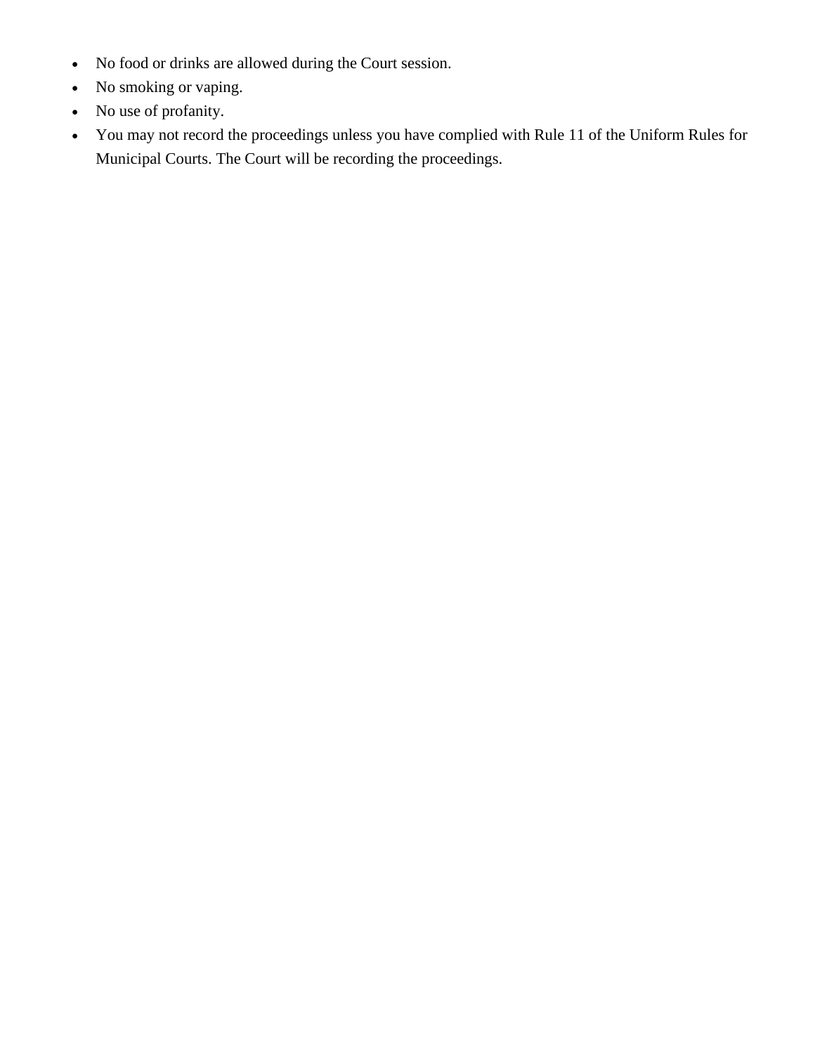- No food or drinks are allowed during the Court session.
- No smoking or vaping.
- No use of profanity.
- You may not record the proceedings unless you have complied with Rule 11 of the Uniform Rules for Municipal Courts. The Court will be recording the proceedings.